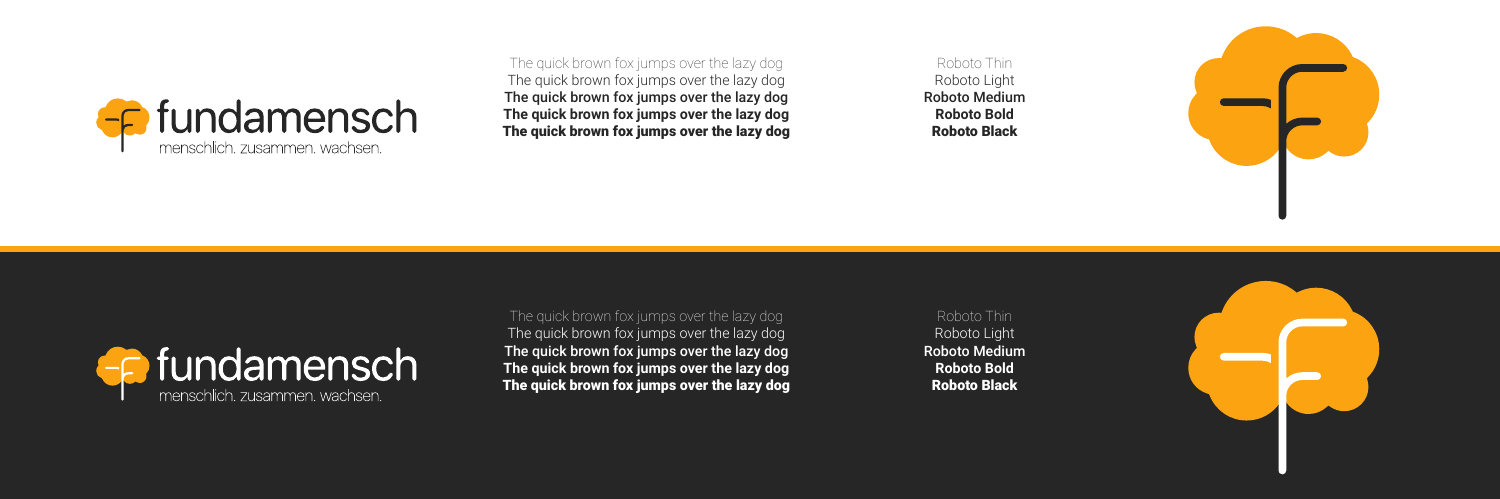fundamensch

menschlich. zusammen. wachsen.

The quick brown fox jumps over the lazy dog
The quick brown fox jumps over the lazy dog
**The quick brown fox jumps over the lazy dog**
**The quick brown fox jumps over the lazy dog**
**The quick brown fox jumps over the lazy dog**

Roboto Thin
Roboto Light
**Roboto Medium**
**Roboto Bold**
**Roboto Black**

fundamensch

menschlich. zusammen. wachsen.

The quick brown fox jumps over the lazy dog
The quick brown fox jumps over the lazy dog
**The quick brown fox jumps over the lazy dog**
**The quick brown fox jumps over the lazy dog**
**The quick brown fox jumps over the lazy dog**

Roboto Thin
Roboto Light
**Roboto Medium**
**Roboto Bold**
**Roboto Black**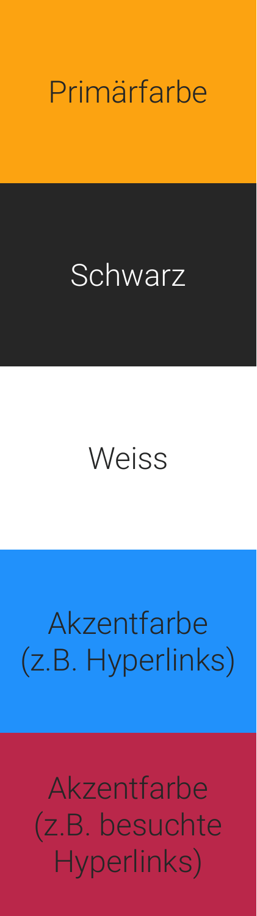Primärfarbe

Schwarz

Weiss

Akzentfarbe (z.B. Hyperlinks)

Akzentfarbe (z.B. besuchte Hyperlinks)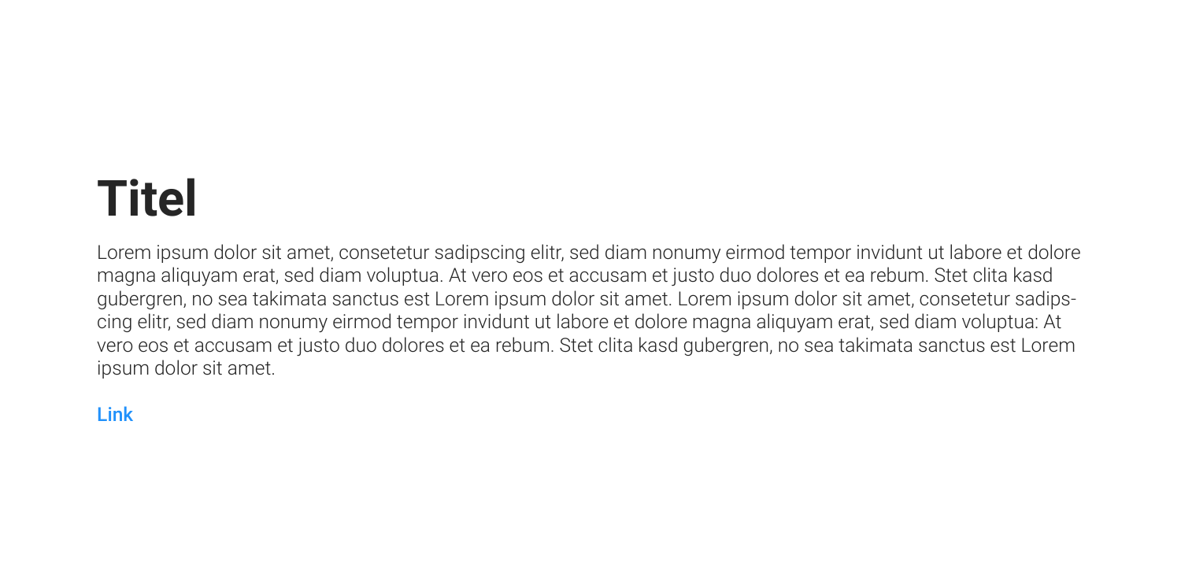# Titel

Lorem ipsum dolor sit amet, consetetur sadipscing elitr, sed diam nonumy eirmod tempor invidunt ut labore et dolore magna aliquyam erat, sed diam voluptua. At vero eos et accusam et justo duo dolores et ea rebum. Stet clita kasd gubergren, no sea takimata sanctus est Lorem ipsum dolor sit amet. Lorem ipsum dolor sit amet, consetetur sadipscing elitr, sed diam nonumy eirmod tempor invidunt ut labore et dolore magna aliquyam erat, sed diam voluptua: At vero eos et accusam et justo duo dolores et ea rebum. Stet clita kasd gubergren, no sea takimata sanctus est Lorem ipsum dolor sit amet.

**Link**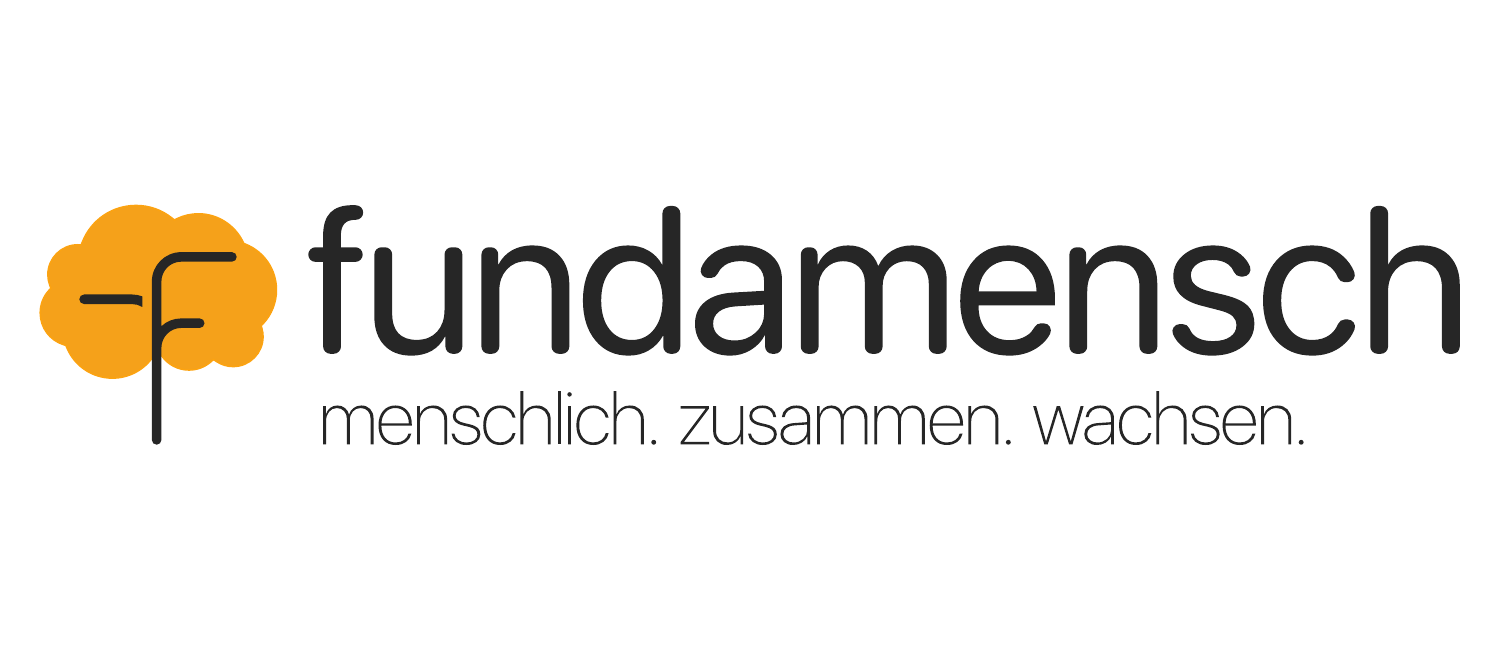# fundamensch

menschlich. zusammen. wachsen.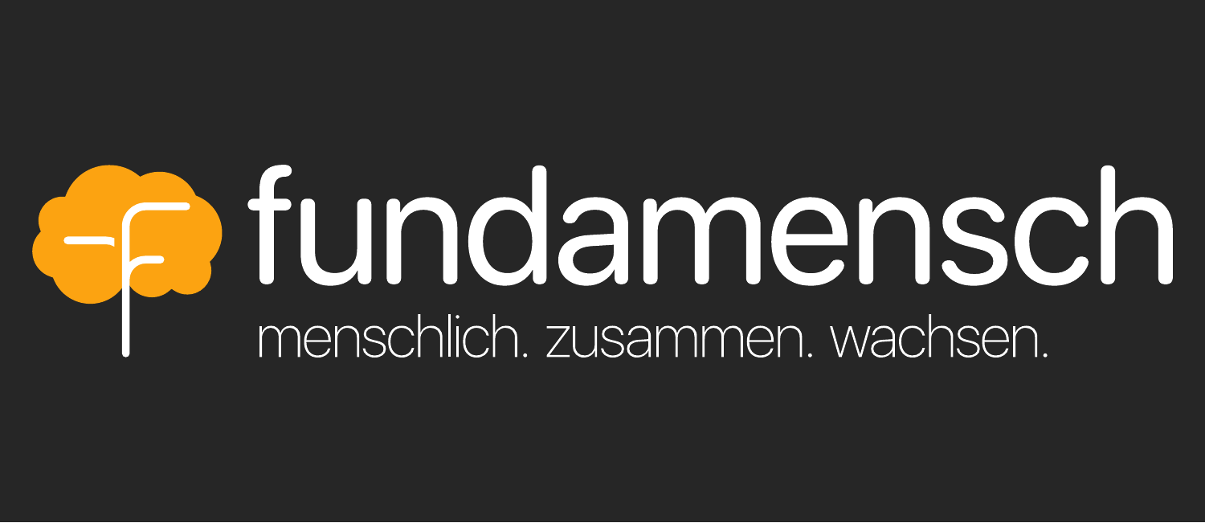fundamensch

menschlich. zusammen. wachsen.